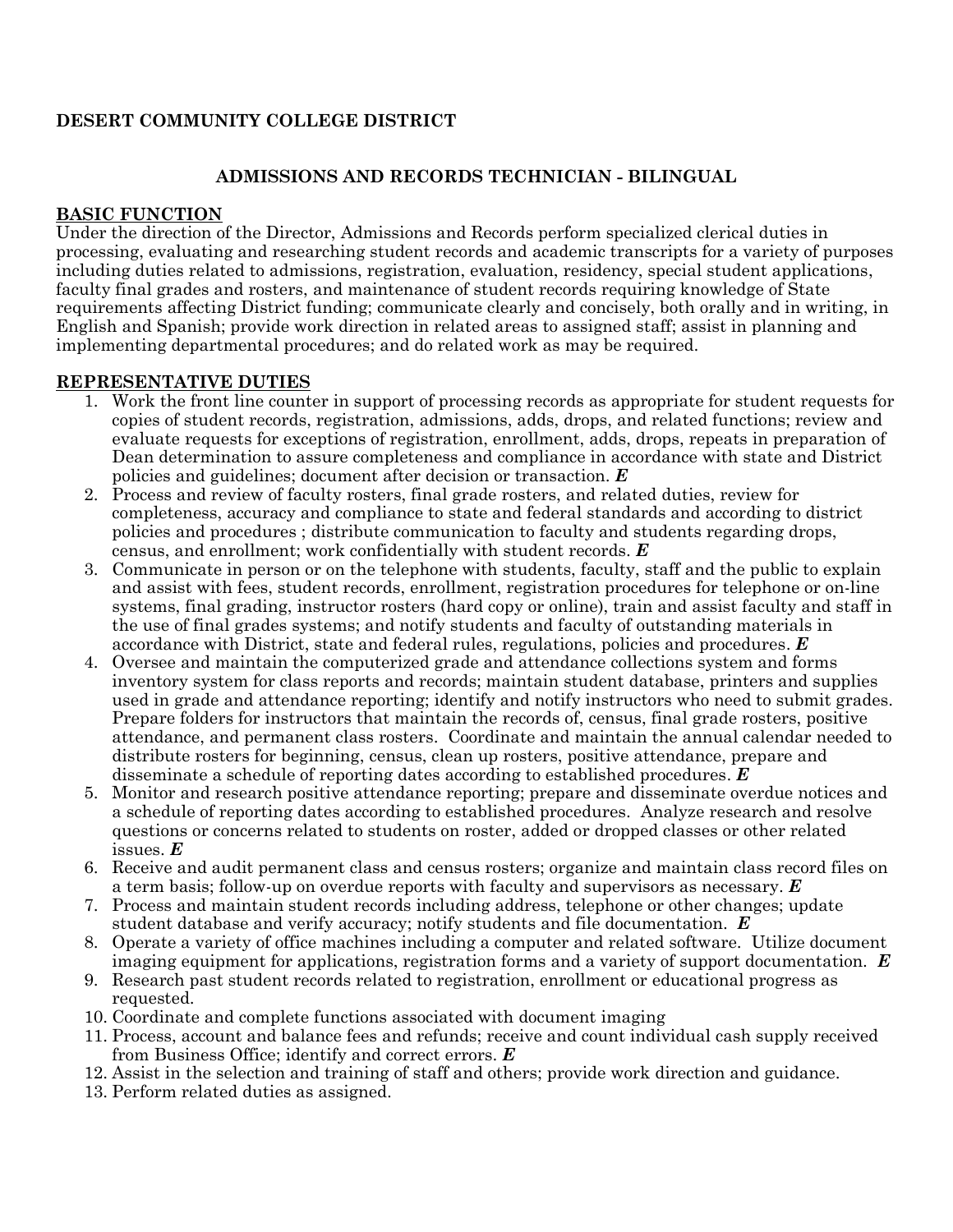**DESERT COMMUNITY COLLEGE DISTRICT**

# ADMISSIONS AND RECORDS TECHNICIAN - BILINGUAL

## BASIC FUNCTION

Under the direction of the Director, Admissions and Records perform specialized clerical duties in processing, evaluating and researching student records and academic transcripts for a variety of purposes including duties related to admissions, registration, evaluation, residency, special student applications, faculty final grades and rosters, and maintenance of student records requiring knowledge of State requirements affecting District funding; communicate clearly and concisely, both orally and in writing, in English and Spanish; provide work direction in related areas to assigned staff; assist in planning and implementing departmental procedures; and do related work as may be required.

## REPRESENTATIVE DUTIES

1. Work the front line counter in support of processing records as appropriate for student requests for copies of student records, registration, admissions, adds, drops, and related functions; review and evaluate requests for exceptions of registration, enrollment, adds, drops, repeats in preparation of Dean determination to assure completeness and compliance in accordance with state and District policies and guidelines; document after decision or transaction. ***E***
2. Process and review of faculty rosters, final grade rosters, and related duties, review for completeness, accuracy and compliance to state and federal standards and according to district policies and procedures ; distribute communication to faculty and students regarding drops, census, and enrollment; work confidentially with student records. ***E***
3. Communicate in person or on the telephone with students, faculty, staff and the public to explain and assist with fees, student records, enrollment, registration procedures for telephone or on-line systems, final grading, instructor rosters (hard copy or online), train and assist faculty and staff in the use of final grades systems; and notify students and faculty of outstanding materials in accordance with District, state and federal rules, regulations, policies and procedures. ***E***
4. Oversee and maintain the computerized grade and attendance collections system and forms inventory system for class reports and records; maintain student database, printers and supplies used in grade and attendance reporting; identify and notify instructors who need to submit grades. Prepare folders for instructors that maintain the records of, census, final grade rosters, positive attendance, and permanent class rosters. Coordinate and maintain the annual calendar needed to distribute rosters for beginning, census, clean up rosters, positive attendance, prepare and disseminate a schedule of reporting dates according to established procedures. ***E***
5. Monitor and research positive attendance reporting; prepare and disseminate overdue notices and a schedule of reporting dates according to established procedures. Analyze research and resolve questions or concerns related to students on roster, added or dropped classes or other related issues. ***E***
6. Receive and audit permanent class and census rosters; organize and maintain class record files on a term basis; follow-up on overdue reports with faculty and supervisors as necessary. ***E***
7. Process and maintain student records including address, telephone or other changes; update student database and verify accuracy; notify students and file documentation. ***E***
8. Operate a variety of office machines including a computer and related software. Utilize document imaging equipment for applications, registration forms and a variety of support documentation. ***E***
9. Research past student records related to registration, enrollment or educational progress as requested.
10. Coordinate and complete functions associated with document imaging
11. Process, account and balance fees and refunds; receive and count individual cash supply received from Business Office; identify and correct errors. ***E***
12. Assist in the selection and training of staff and others; provide work direction and guidance.
13. Perform related duties as assigned.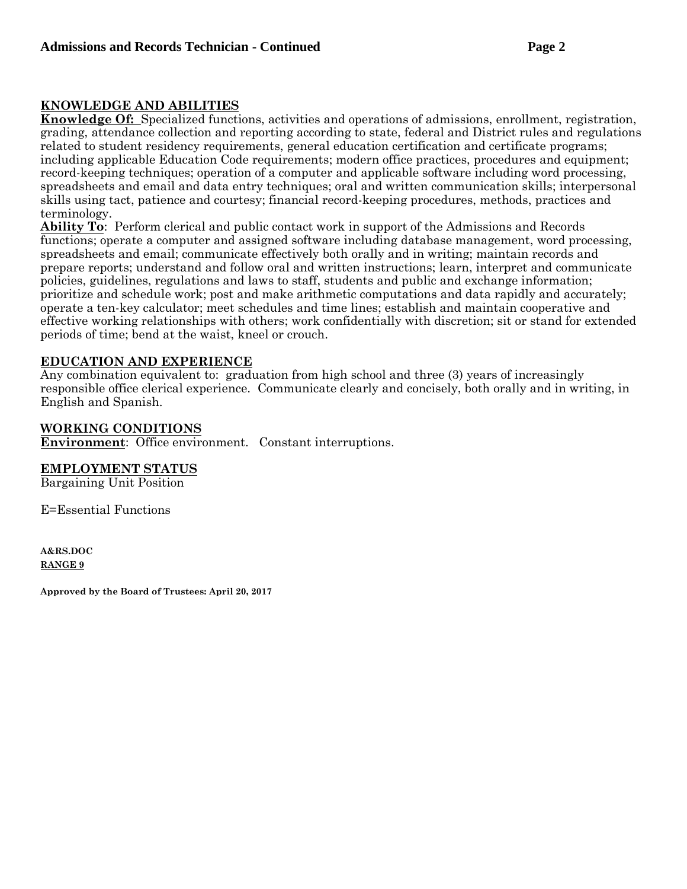## KNOWLEDGE AND ABILITIES

**Knowledge Of:** Specialized functions, activities and operations of admissions, enrollment, registration, grading, attendance collection and reporting according to state, federal and District rules and regulations related to student residency requirements, general education certification and certificate programs; including applicable Education Code requirements; modern office practices, procedures and equipment; record-keeping techniques; operation of a computer and applicable software including word processing, spreadsheets and email and data entry techniques; oral and written communication skills; interpersonal skills using tact, patience and courtesy; financial record-keeping procedures, methods, practices and terminology.

**Ability To**: Perform clerical and public contact work in support of the Admissions and Records functions; operate a computer and assigned software including database management, word processing, spreadsheets and email; communicate effectively both orally and in writing; maintain records and prepare reports; understand and follow oral and written instructions; learn, interpret and communicate policies, guidelines, regulations and laws to staff, students and public and exchange information; prioritize and schedule work; post and make arithmetic computations and data rapidly and accurately; operate a ten-key calculator; meet schedules and time lines; establish and maintain cooperative and effective working relationships with others; work confidentially with discretion; sit or stand for extended periods of time; bend at the waist, kneel or crouch.

## EDUCATION AND EXPERIENCE

Any combination equivalent to: graduation from high school and three (3) years of increasingly responsible office clerical experience. Communicate clearly and concisely, both orally and in writing, in English and Spanish.

## WORKING CONDITIONS

**Environment**: Office environment. Constant interruptions.

## EMPLOYMENT STATUS

Bargaining Unit Position

E=Essential Functions

**A&RS.DOC**
**RANGE 9**

**Approved by the Board of Trustees: April 20, 2017**